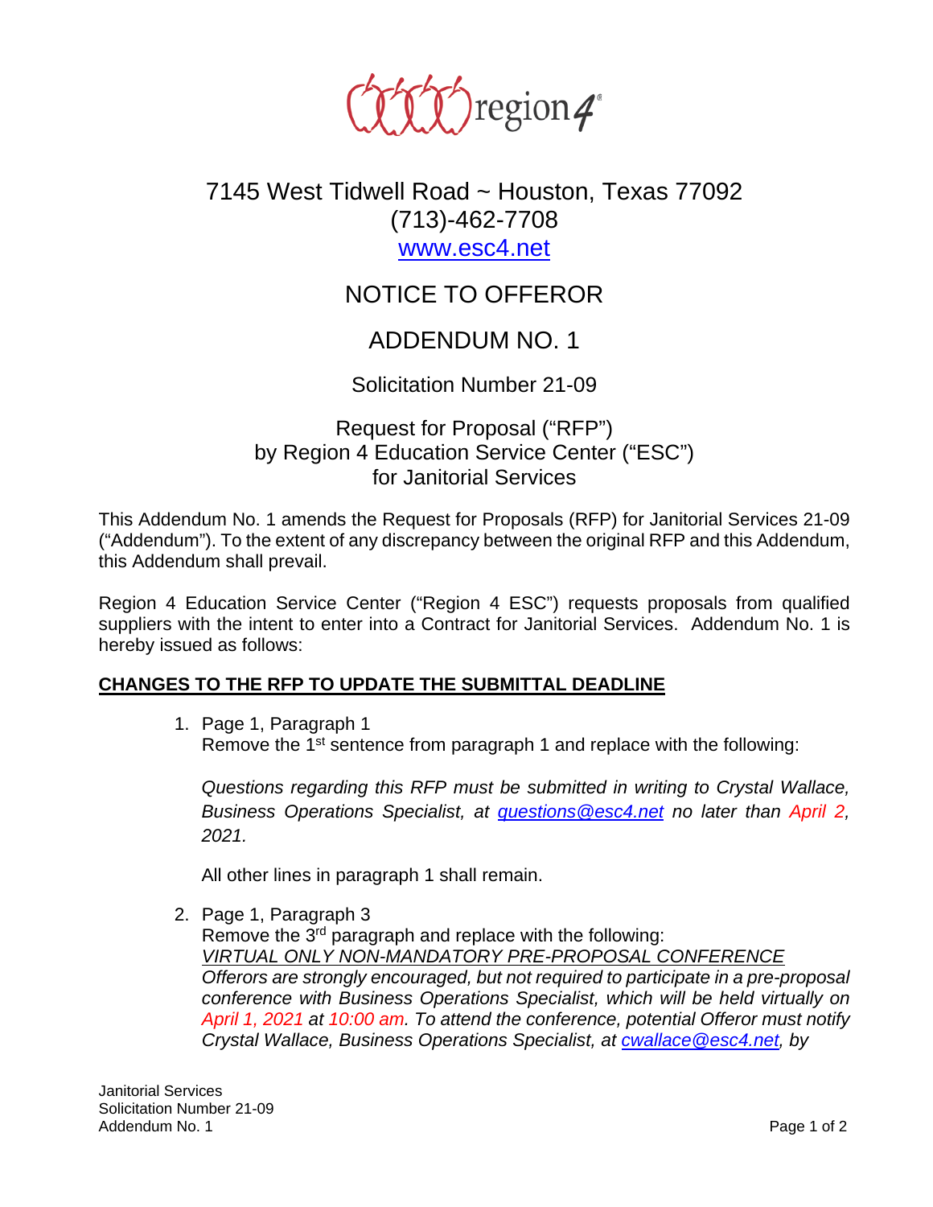7145 West Tidwell Road ~ Houston, Texas 77092

(713)-462-7708

www.esc4.net

# NOTICE TO OFFEROR

# ADDENDUM NO. 1

## Solicitation Number 21-09

## Request for Proposal ("RFP") by Region 4 Education Service Center ("ESC") for Janitorial Services

This Addendum No. 1 amends the Request for Proposals (RFP) for Janitorial Services 21-09 ("Addendum"). To the extent of any discrepancy between the original RFP and this Addendum, this Addendum shall prevail.

Region 4 Education Service Center ("Region 4 ESC") requests proposals from qualified suppliers with the intent to enter into a Contract for Janitorial Services. Addendum No. 1 is hereby issued as follows:

**CHANGES TO THE RFP TO UPDATE THE SUBMITTAL DEADLINE**

1. Page 1, Paragraph 1
   Remove the 1st sentence from paragraph 1 and replace with the following:

   *Questions regarding this RFP must be submitted in writing to Crystal Wallace, Business Operations Specialist, at questions@esc4.net no later than April 2, 2021.*

   All other lines in paragraph 1 shall remain.

2. Page 1, Paragraph 3
   Remove the 3rd paragraph and replace with the following:
   *VIRTUAL ONLY NON-MANDATORY PRE-PROPOSAL CONFERENCE*
   *Offerors are strongly encouraged, but not required to participate in a pre-proposal conference with Business Operations Specialist, which will be held virtually on April 1, 2021 at 10:00 am. To attend the conference, potential Offeror must notify Crystal Wallace, Business Operations Specialist, at cwallace@esc4.net, by*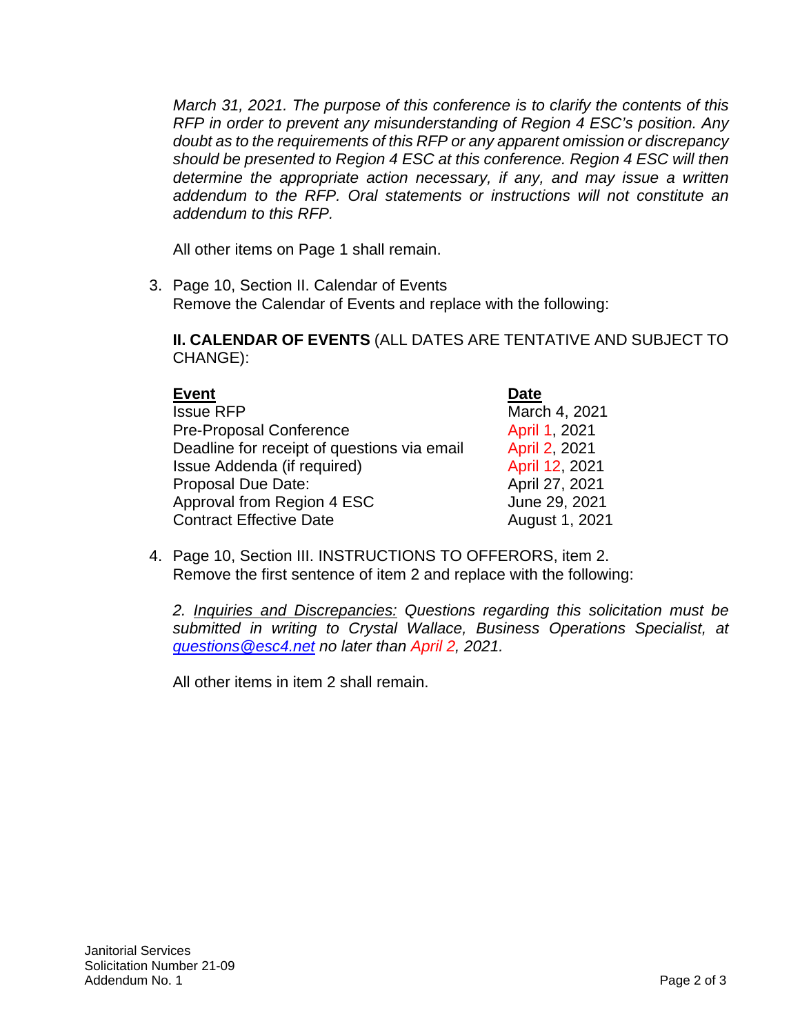*March 31, 2021. The purpose of this conference is to clarify the contents of this RFP in order to prevent any misunderstanding of Region 4 ESC's position. Any doubt as to the requirements of this RFP or any apparent omission or discrepancy should be presented to Region 4 ESC at this conference. Region 4 ESC will then determine the appropriate action necessary, if any, and may issue a written addendum to the RFP. Oral statements or instructions will not constitute an addendum to this RFP.*

All other items on Page 1 shall remain.

3. Page 10, Section II. Calendar of Events
   Remove the Calendar of Events and replace with the following:

   **II. CALENDAR OF EVENTS** (ALL DATES ARE TENTATIVE AND SUBJECT TO CHANGE):

   | Event | Date |
   |---|---|
   | Issue RFP | March 4, 2021 |
   | Pre-Proposal Conference | April 1, 2021 |
   | Deadline for receipt of questions via email | April 2, 2021 |
   | Issue Addenda (if required) | April 12, 2021 |
   | Proposal Due Date: | April 27, 2021 |
   | Approval from Region 4 ESC | June 29, 2021 |
   | Contract Effective Date | August 1, 2021 |

4. Page 10, Section III. INSTRUCTIONS TO OFFERORS, item 2.
   Remove the first sentence of item 2 and replace with the following:

   *2. Inquiries and Discrepancies: Questions regarding this solicitation must be submitted in writing to Crystal Wallace, Business Operations Specialist, at questions@esc4.net no later than April 2, 2021.*

   All other items in item 2 shall remain.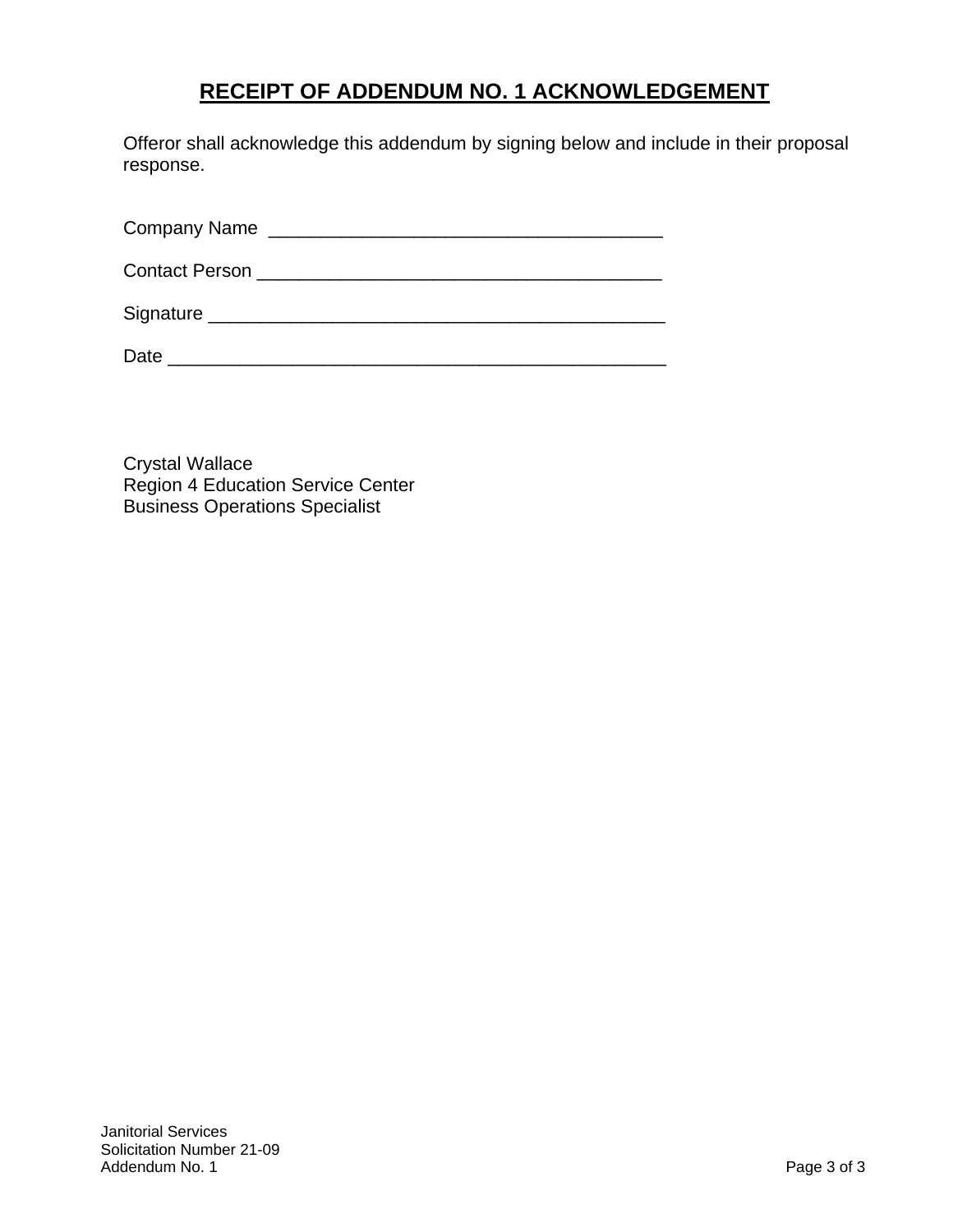# RECEIPT OF ADDENDUM NO. 1 ACKNOWLEDGEMENT

Offeror shall acknowledge this addendum by signing below and include in their proposal response.

Company Name ______________________________________

Contact Person ______________________________________

Signature ____________________________________________

Date ________________________________________________

Crystal Wallace
Region 4 Education Service Center
Business Operations Specialist